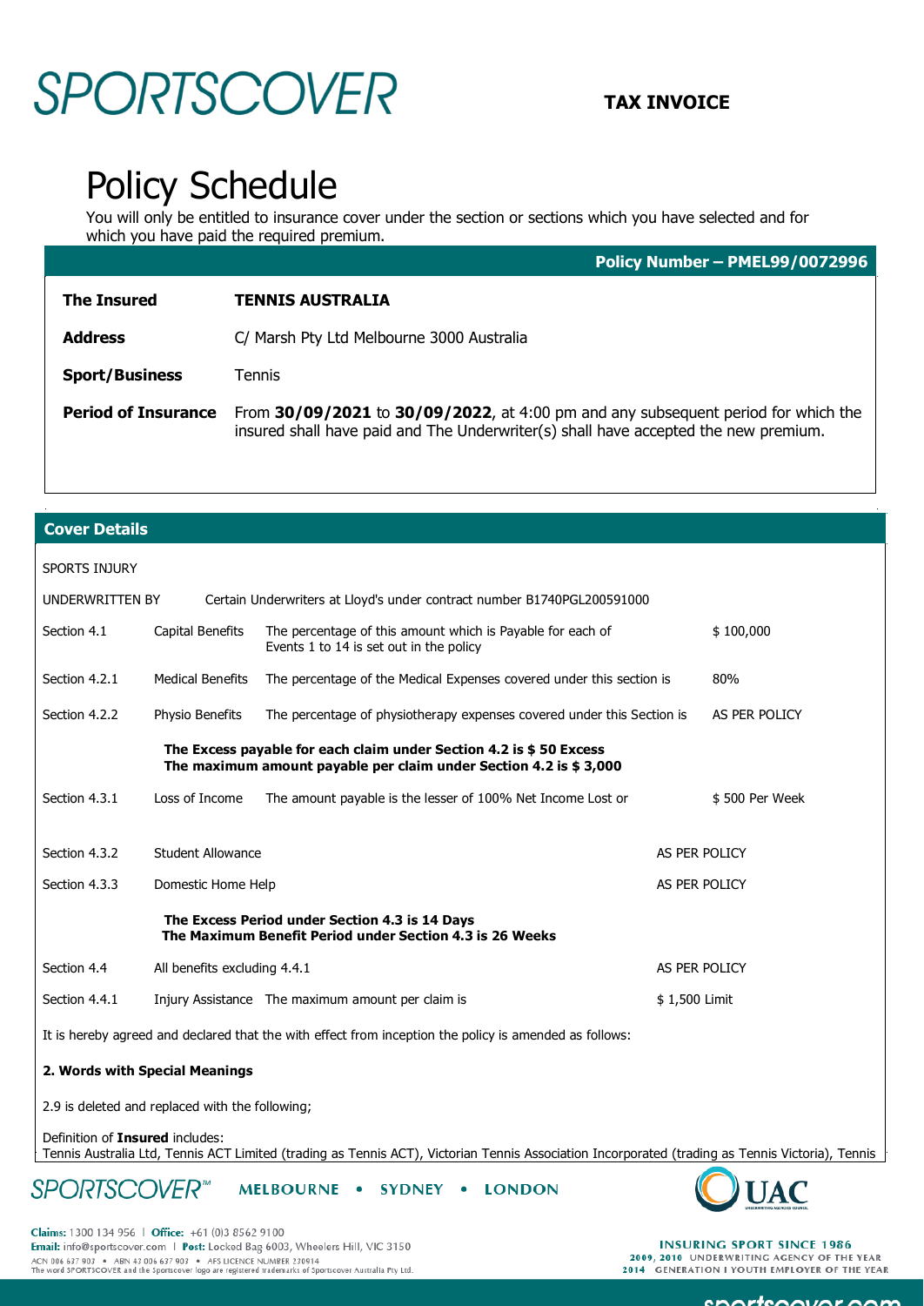# SPORTSCOVER

**TAX INVOICE**

# Policy Schedule

You will only be entitled to insurance cover under the section or sections which you have selected and for which you have paid the required premium.

**Policy Number – PMEL99/0072996**

| | |
|---|---|
| **The Insured** | **TENNIS AUSTRALIA** |
| **Address** | C/ Marsh Pty Ltd Melbourne 3000 Australia |
| **Sport/Business** | Tennis |
| **Period of Insurance** | From **30/09/2021** to **30/09/2022**, at 4:00 pm and any subsequent period for which the insured shall have paid and The Underwriter(s) shall have accepted the new premium. |

## Cover Details

SPORTS INJURY

UNDERWRITTEN BY Certain Underwriters at Lloyd's under contract number B1740PGL200591000

| | | | |
|---|---|---|---|
| Section 4.1 | Capital Benefits | The percentage of this amount which is Payable for each of Events 1 to 14 is set out in the policy | $ 100,000 |
| Section 4.2.1 | Medical Benefits | The percentage of the Medical Expenses covered under this section is | 80% |
| Section 4.2.2 | Physio Benefits | The percentage of physiotherapy expenses covered under this Section is | AS PER POLICY |

**The Excess payable for each claim under Section 4.2 is $ 50 Excess**
**The maximum amount payable per claim under Section 4.2 is $ 3,000**

| | | | |
|---|---|---|---|
| Section 4.3.1 | Loss of Income | The amount payable is the lesser of 100% Net Income Lost or | $ 500 Per Week |
| Section 4.3.2 | Student Allowance | | AS PER POLICY |
| Section 4.3.3 | Domestic Home Help | | AS PER POLICY |

**The Excess Period under Section 4.3 is 14 Days**
**The Maximum Benefit Period under Section 4.3 is 26 Weeks**

| | | | |
|---|---|---|---|
| Section 4.4 | All benefits excluding 4.4.1 | | AS PER POLICY |
| Section 4.4.1 | Injury Assistance | The maximum amount per claim is | $ 1,500 Limit |

It is hereby agreed and declared that the with effect from inception the policy is amended as follows:

**2. Words with Special Meanings**

2.9 is deleted and replaced with the following;

Definition of **Insured** includes:
Tennis Australia Ltd, Tennis ACT Limited (trading as Tennis ACT), Victorian Tennis Association Incorporated (trading as Tennis Victoria), Tennis

SPORTSCOVER™ MELBOURNE • SYDNEY • LONDON

UAC

**Claims:** 1300 134 956 | **Office:** +61 (0)3 8562 9100
**Email:** info@sportscover.com | **Post:** Locked Bag 6003, Wheelers Hill, VIC 3150
ACN 006 637 903 • ABN 43 006 637 903 • AFS LICENCE NUMBER 230914
The word SPORTSCOVER and the Sportscover logo are registered trademarks of Sportscover Australia Pty Ltd.

INSURING SPORT SINCE 1986
2009, 2010 UNDERWRITING AGENCY OF THE YEAR
2014 GENERATION I YOUTH EMPLOYER OF THE YEAR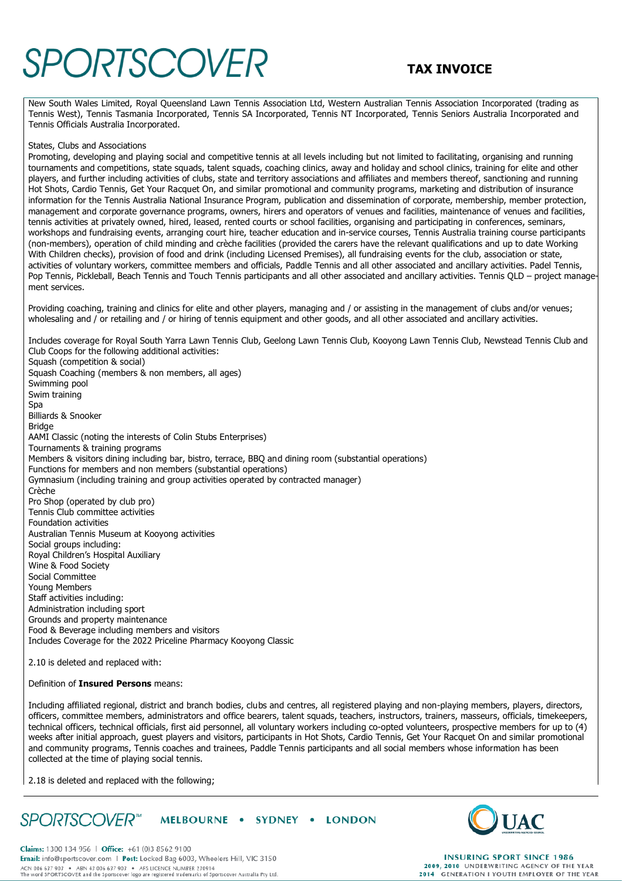New South Wales Limited, Royal Queensland Lawn Tennis Association Ltd, Western Australian Tennis Association Incorporated (trading as Tennis West), Tennis Tasmania Incorporated, Tennis SA Incorporated, Tennis NT Incorporated, Tennis Seniors Australia Incorporated and Tennis Officials Australia Incorporated.

States, Clubs and Associations

Promoting, developing and playing social and competitive tennis at all levels including but not limited to facilitating, organising and running tournaments and competitions, state squads, talent squads, coaching clinics, away and holiday and school clinics, training for elite and other players, and further including activities of clubs, state and territory associations and affiliates and members thereof, sanctioning and running Hot Shots, Cardio Tennis, Get Your Racquet On, and similar promotional and community programs, marketing and distribution of insurance information for the Tennis Australia National Insurance Program, publication and dissemination of corporate, membership, member protection, management and corporate governance programs, owners, hirers and operators of venues and facilities, maintenance of venues and facilities, tennis activities at privately owned, hired, leased, rented courts or school facilities, organising and participating in conferences, seminars, workshops and fundraising events, arranging court hire, teacher education and in-service courses, Tennis Australia training course participants (non-members), operation of child minding and crèche facilities (provided the carers have the relevant qualifications and up to date Working With Children checks), provision of food and drink (including Licensed Premises), all fundraising events for the club, association or state, activities of voluntary workers, committee members and officials, Paddle Tennis and all other associated and ancillary activities. Padel Tennis, Pop Tennis, Pickleball, Beach Tennis and Touch Tennis participants and all other associated and ancillary activities. Tennis QLD – project management services.

Providing coaching, training and clinics for elite and other players, managing and / or assisting in the management of clubs and/or venues; wholesaling and / or retailing and / or hiring of tennis equipment and other goods, and all other associated and ancillary activities.

Includes coverage for Royal South Yarra Lawn Tennis Club, Geelong Lawn Tennis Club, Kooyong Lawn Tennis Club, Newstead Tennis Club and Club Coops for the following additional activities:
Squash (competition & social)
Squash Coaching (members & non members, all ages)
Swimming pool
Swim training
Spa
Billiards & Snooker
Bridge
AAMI Classic (noting the interests of Colin Stubs Enterprises)
Tournaments & training programs
Members & visitors dining including bar, bistro, terrace, BBQ and dining room (substantial operations)
Functions for members and non members (substantial operations)
Gymnasium (including training and group activities operated by contracted manager)
Crèche
Pro Shop (operated by club pro)
Tennis Club committee activities
Foundation activities
Australian Tennis Museum at Kooyong activities
Social groups including:
Royal Children's Hospital Auxiliary
Wine & Food Society
Social Committee
Young Members
Staff activities including:
Administration including sport
Grounds and property maintenance
Food & Beverage including members and visitors
Includes Coverage for the 2022 Priceline Pharmacy Kooyong Classic

2.10 is deleted and replaced with:

Definition of **Insured Persons** means:

Including affiliated regional, district and branch bodies, clubs and centres, all registered playing and non-playing members, players, directors, officers, committee members, administrators and office bearers, talent squads, teachers, instructors, trainers, masseurs, officials, timekeepers, technical officers, technical officials, first aid personnel, all voluntary workers including co-opted volunteers, prospective members for up to (4) weeks after initial approach, guest players and visitors, participants in Hot Shots, Cardio Tennis, Get Your Racquet On and similar promotional and community programs, Tennis coaches and trainees, Paddle Tennis participants and all social members whose information has been collected at the time of playing social tennis.

2.18 is deleted and replaced with the following;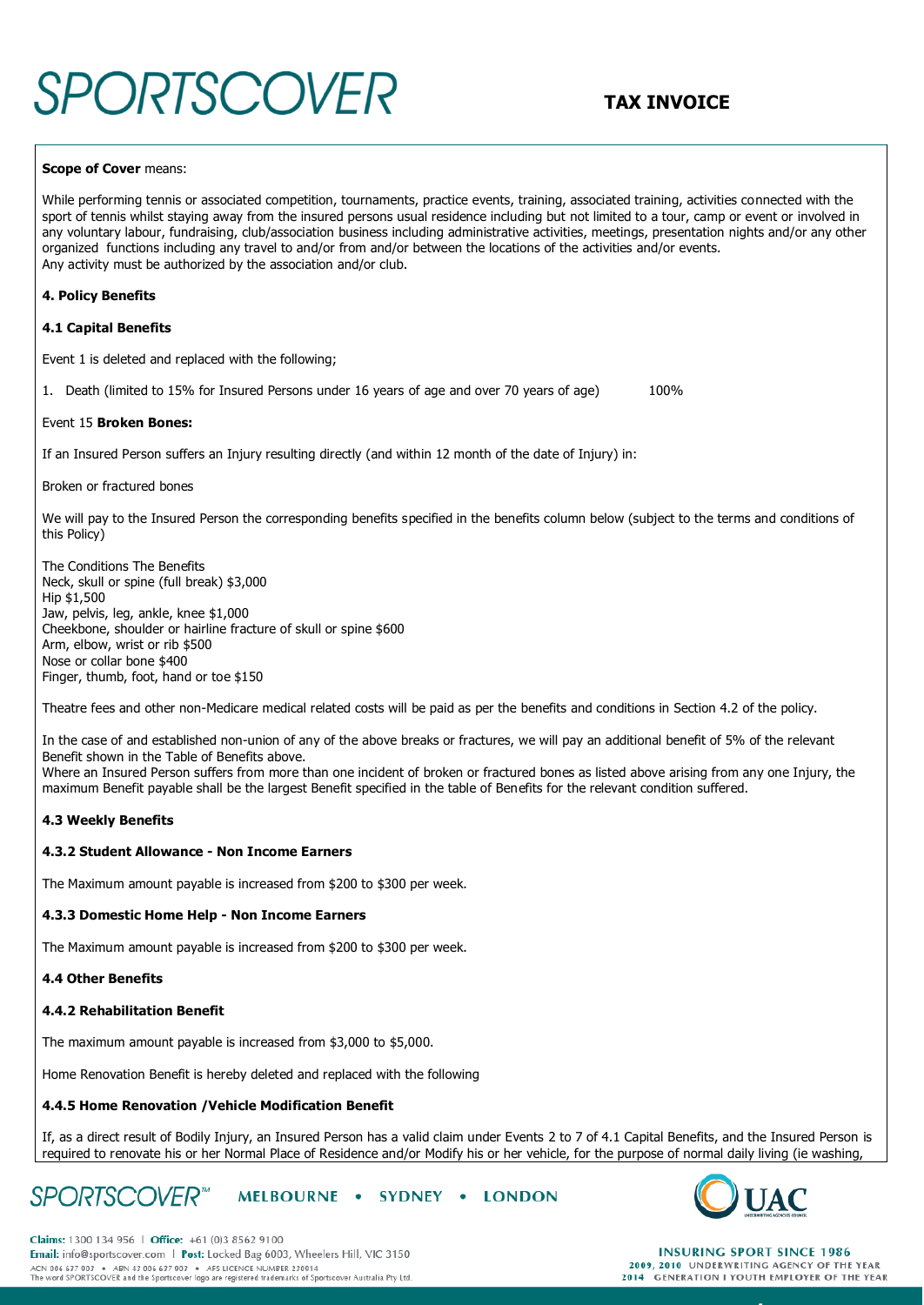**Scope of Cover** means:

While performing tennis or associated competition, tournaments, practice events, training, associated training, activities connected with the sport of tennis whilst staying away from the insured persons usual residence including but not limited to a tour, camp or event or involved in any voluntary labour, fundraising, club/association business including administrative activities, meetings, presentation nights and/or any other organized functions including any travel to and/or from and/or between the locations of the activities and/or events.
Any activity must be authorized by the association and/or club.

**4. Policy Benefits**

**4.1 Capital Benefits**

Event 1 is deleted and replaced with the following;

1. Death (limited to 15% for Insured Persons under 16 years of age and over 70 years of age) 100%

Event 15 **Broken Bones:**

If an Insured Person suffers an Injury resulting directly (and within 12 month of the date of Injury) in:

Broken or fractured bones

We will pay to the Insured Person the corresponding benefits specified in the benefits column below (subject to the terms and conditions of this Policy)

The Conditions The Benefits
Neck, skull or spine (full break) $3,000
Hip $1,500
Jaw, pelvis, leg, ankle, knee $1,000
Cheekbone, shoulder or hairline fracture of skull or spine $600
Arm, elbow, wrist or rib $500
Nose or collar bone $400
Finger, thumb, foot, hand or toe $150

Theatre fees and other non-Medicare medical related costs will be paid as per the benefits and conditions in Section 4.2 of the policy.

In the case of and established non-union of any of the above breaks or fractures, we will pay an additional benefit of 5% of the relevant Benefit shown in the Table of Benefits above.
Where an Insured Person suffers from more than one incident of broken or fractured bones as listed above arising from any one Injury, the maximum Benefit payable shall be the largest Benefit specified in the table of Benefits for the relevant condition suffered.

**4.3 Weekly Benefits**

**4.3.2 Student Allowance - Non Income Earners**

The Maximum amount payable is increased from $200 to $300 per week.

**4.3.3 Domestic Home Help - Non Income Earners**

The Maximum amount payable is increased from $200 to $300 per week.

**4.4 Other Benefits**

**4.4.2 Rehabilitation Benefit**

The maximum amount payable is increased from $3,000 to $5,000.

Home Renovation Benefit is hereby deleted and replaced with the following

**4.4.5 Home Renovation /Vehicle Modification Benefit**

If, as a direct result of Bodily Injury, an Insured Person has a valid claim under Events 2 to 7 of 4.1 Capital Benefits, and the Insured Person is required to renovate his or her Normal Place of Residence and/or Modify his or her vehicle, for the purpose of normal daily living (ie washing,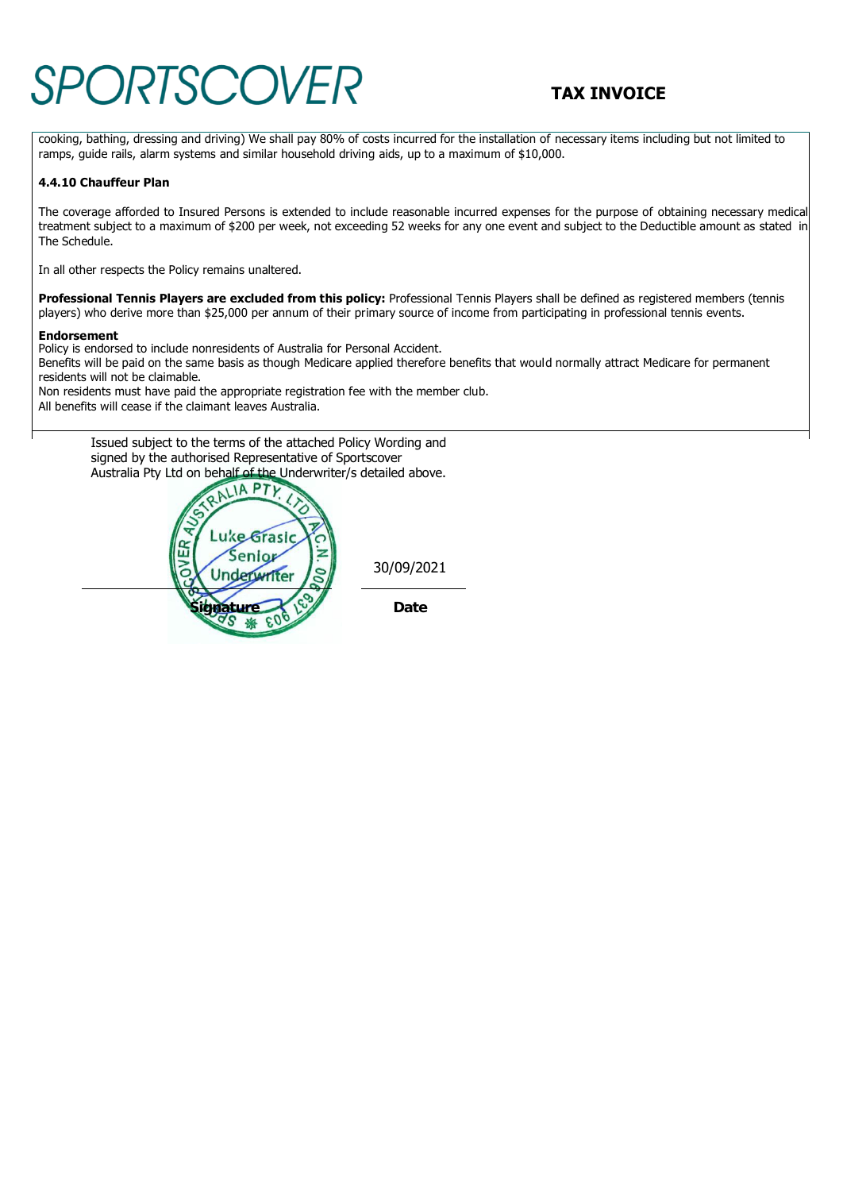cooking, bathing, dressing and driving) We shall pay 80% of costs incurred for the installation of necessary items including but not limited to ramps, guide rails, alarm systems and similar household driving aids, up to a maximum of $10,000.

**4.4.10 Chauffeur Plan**

The coverage afforded to Insured Persons is extended to include reasonable incurred expenses for the purpose of obtaining necessary medical treatment subject to a maximum of $200 per week, not exceeding 52 weeks for any one event and subject to the Deductible amount as stated in The Schedule.

In all other respects the Policy remains unaltered.

**Professional Tennis Players are excluded from this policy:** Professional Tennis Players shall be defined as registered members (tennis players) who derive more than $25,000 per annum of their primary source of income from participating in professional tennis events.

**Endorsement**
Policy is endorsed to include nonresidents of Australia for Personal Accident.
Benefits will be paid on the same basis as though Medicare applied therefore benefits that would normally attract Medicare for permanent residents will not be claimable.
Non residents must have paid the appropriate registration fee with the member club.
All benefits will cease if the claimant leaves Australia.

Issued subject to the terms of the attached Policy Wording and signed by the authorised Representative of Sportscover Australia Pty Ltd on behalf of the Underwriter/s detailed above.

SPORTSCOVER AUSTRALIA PTY. LTD A.C.N. 006 637 903
Luke Grasic
Senior
Underwriter

30/09/2021

**Signature** | **Date**